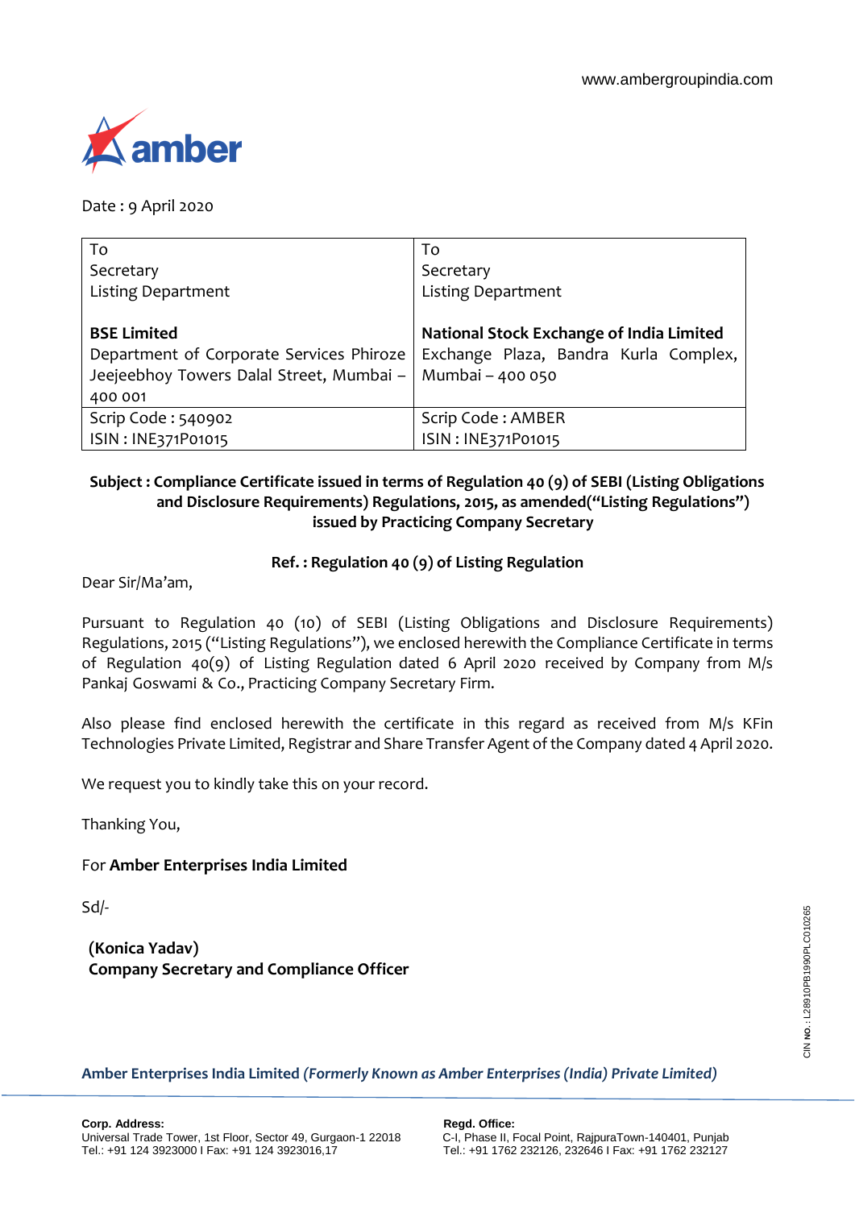www.ambergroupindia.com

amber

Date : 9 April 2020

| | |
|---|---|
| To<br>Secretary<br>Listing Department<br><br>**BSE Limited**<br>Department of Corporate Services Phiroze Jeejeebhoy Towers Dalal Street, Mumbai – 400 001 | To<br>Secretary<br>Listing Department<br><br>**National Stock Exchange of India Limited**<br>Exchange Plaza, Bandra Kurla Complex, Mumbai – 400 050 |
| Scrip Code : 540902<br>ISIN : INE371P01015 | Scrip Code : AMBER<br>ISIN : INE371P01015 |

**Subject : Compliance Certificate issued in terms of Regulation 40 (9) of SEBI (Listing Obligations and Disclosure Requirements) Regulations, 2015, as amended("Listing Regulations") issued by Practicing Company Secretary**

**Ref. : Regulation 40 (9) of Listing Regulation**

Dear Sir/Ma'am,

Pursuant to Regulation 40 (10) of SEBI (Listing Obligations and Disclosure Requirements) Regulations, 2015 ("Listing Regulations"), we enclosed herewith the Compliance Certificate in terms of Regulation 40(9) of Listing Regulation dated 6 April 2020 received by Company from M/s Pankaj Goswami & Co., Practicing Company Secretary Firm.

Also please find enclosed herewith the certificate in this regard as received from M/s KFin Technologies Private Limited, Registrar and Share Transfer Agent of the Company dated 4 April 2020.

We request you to kindly take this on your record.

Thanking You,

For **Amber Enterprises India Limited**

Sd/-

**(Konica Yadav)**
**Company Secretary and Compliance Officer**

CIN NO.: L28910PB1990PLC010265

**Amber Enterprises India Limited** ***(Formerly Known as Amber Enterprises (India) Private Limited)***

**Corp. Address:**
Universal Trade Tower, 1st Floor, Sector 49, Gurgaon-1 22018
Tel.: +91 124 3923000 I Fax: +91 124 3923016,17

**Regd. Office:**
C-I, Phase II, Focal Point, RajpuraTown-140401, Punjab
Tel.: +91 1762 232126, 232646 I Fax: +91 1762 232127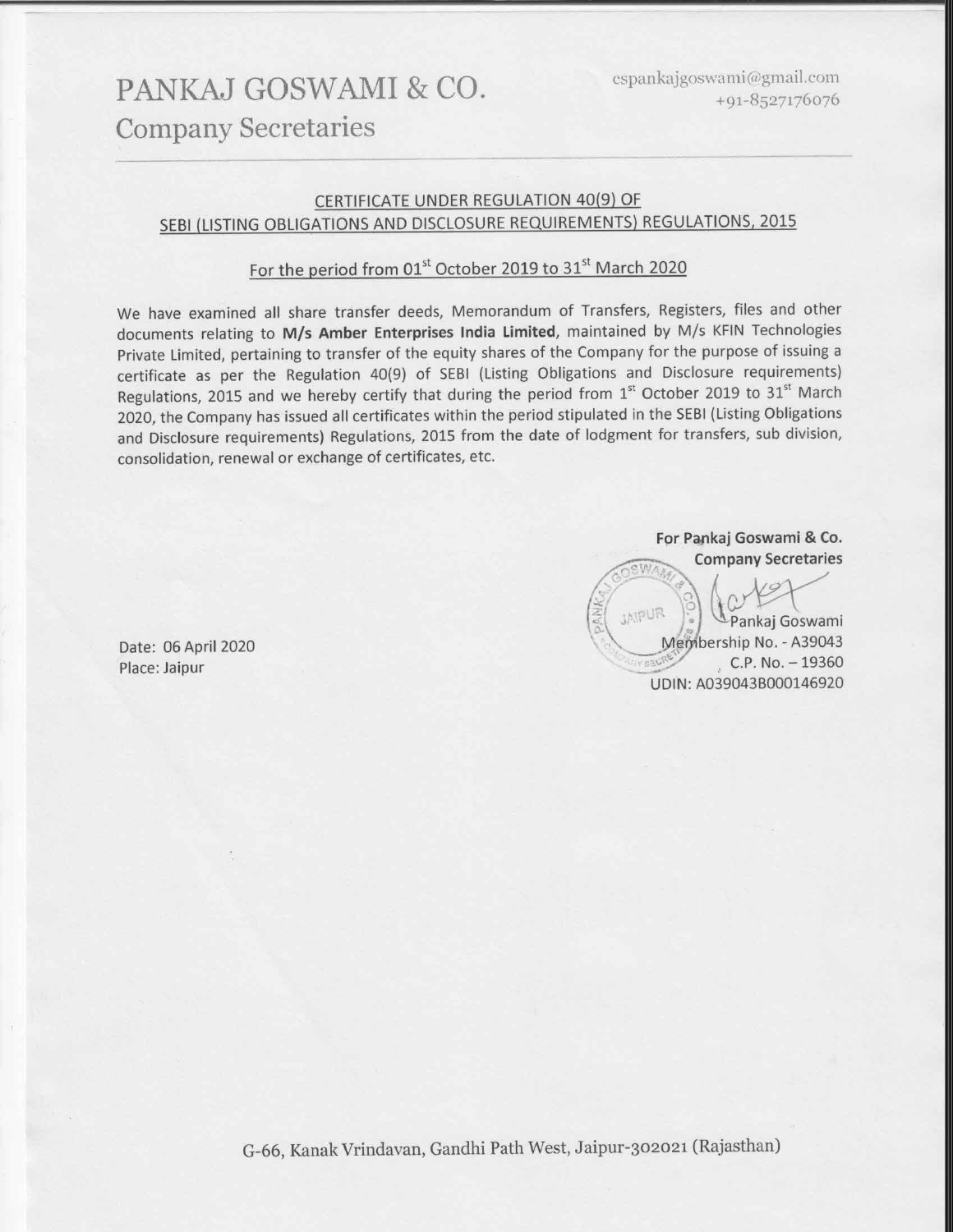# PANKAJ GOSWAMI & CO.
## Company Secretaries

cspankajgoswami@gmail.com
+91-8527176076

---

CERTIFICATE UNDER REGULATION 40(9) OF
SEBI (LISTING OBLIGATIONS AND DISCLOSURE REQUIREMENTS) REGULATIONS, 2015

For the period from 01st October 2019 to 31st March 2020

We have examined all share transfer deeds, Memorandum of Transfers, Registers, files and other documents relating to **M/s Amber Enterprises India Limited**, maintained by M/s KFIN Technologies Private Limited, pertaining to transfer of the equity shares of the Company for the purpose of issuing a certificate as per the Regulation 40(9) of SEBI (Listing Obligations and Disclosure requirements) Regulations, 2015 and we hereby certify that during the period from 1st October 2019 to 31st March 2020, the Company has issued all certificates within the period stipulated in the SEBI (Listing Obligations and Disclosure requirements) Regulations, 2015 from the date of lodgment for transfers, sub division, consolidation, renewal or exchange of certificates, etc.

**For Pankaj Goswami & Co.**
**Company Secretaries**

Pankaj Goswami
Membership No. - A39043
C.P. No. – 19360
UDIN: A039043B000146920

Date: 06 April 2020
Place: Jaipur

G-66, Kanak Vrindavan, Gandhi Path West, Jaipur-302021 (Rajasthan)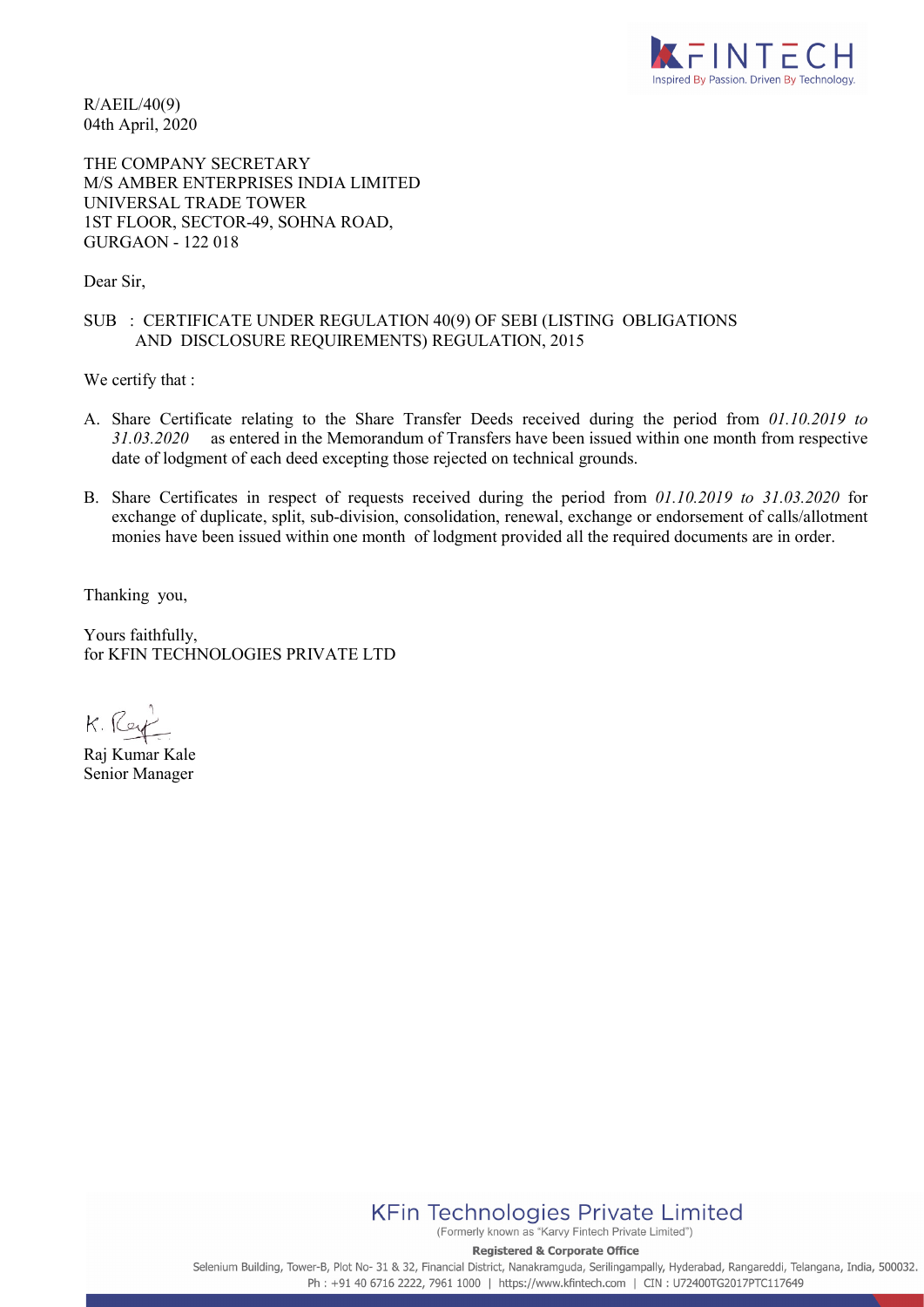R/AEIL/40(9)
04th April, 2020

THE COMPANY SECRETARY
M/S AMBER ENTERPRISES INDIA LIMITED
UNIVERSAL TRADE TOWER
1ST FLOOR, SECTOR-49, SOHNA ROAD,
GURGAON - 122 018

Dear Sir,

SUB : CERTIFICATE UNDER REGULATION 40(9) OF SEBI (LISTING OBLIGATIONS AND DISCLOSURE REQUIREMENTS) REGULATION, 2015

We certify that :

A. Share Certificate relating to the Share Transfer Deeds received during the period from *01.10.2019 to 31.03.2020* as entered in the Memorandum of Transfers have been issued within one month from respective date of lodgment of each deed excepting those rejected on technical grounds.

B. Share Certificates in respect of requests received during the period from *01.10.2019 to 31.03.2020* for exchange of duplicate, split, sub-division, consolidation, renewal, exchange or endorsement of calls/allotment monies have been issued within one month of lodgment provided all the required documents are in order.

Thanking you,

Yours faithfully,
for KFIN TECHNOLOGIES PRIVATE LTD

K. Raj

Raj Kumar Kale
Senior Manager

KFin Technologies Private Limited
(Formerly known as "Karvy Fintech Private Limited")

**Registered & Corporate Office**
Selenium Building, Tower-B, Plot No- 31 & 32, Financial District, Nanakramguda, Serilingampally, Hyderabad, Rangareddi, Telangana, India, 500032.
Ph : +91 40 6716 2222, 7961 1000 | https://www.kfintech.com | CIN : U72400TG2017PTC117649